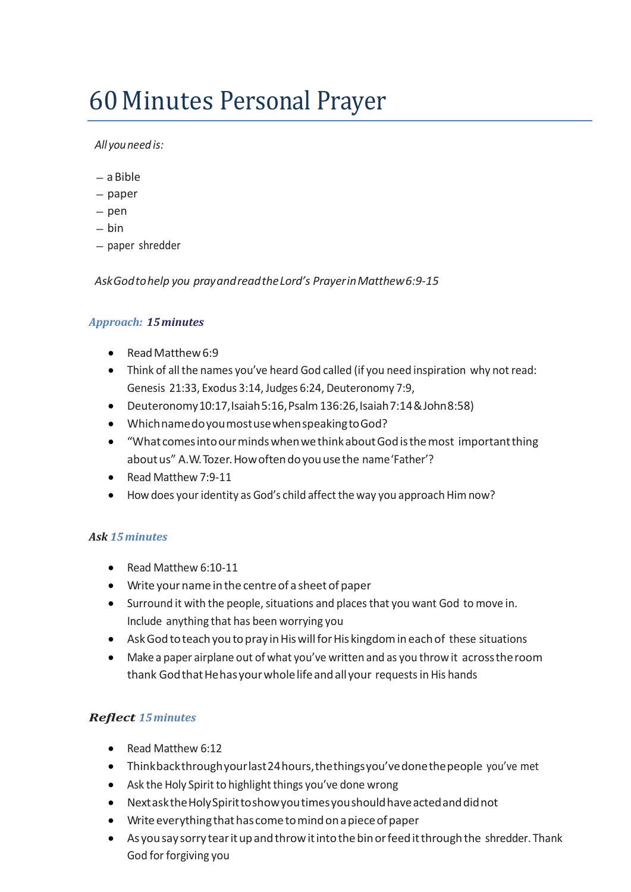# 60 Minutes Personal Prayer

*All you need is:*

- a Bible
- paper
- pen
- bin
- paper shredder

*Ask God to help you pray and read the Lord's Prayer in Matthew 6:9-15*

### *Approach: 15 minutes*

- Read Matthew 6:9
- Think of all the names you've heard God called (if you need inspiration why not read: Genesis 21:33, Exodus 3:14, Judges 6:24, Deuteronomy 7:9,
- Deuteronomy 10:17, Isaiah 5:16, Psalm 136:26, Isaiah 7:14 & John 8:58)
- Which name do you most use when speaking to God?
- "What comes into our minds when we think about God is the most important thing about us" A.W. Tozer. How often do you use the name 'Father'?
- Read Matthew 7:9-11
- How does your identity as God's child affect the way you approach Him now?

### *Ask 15 minutes*

- Read Matthew 6:10-11
- Write your name in the centre of a sheet of paper
- Surround it with the people, situations and places that you want God to move in. Include anything that has been worrying you
- Ask God to teach you to pray in His will for His kingdom in each of these situations
- Make a paper airplane out of what you've written and as you throw it across the room thank God that He has your whole life and all your requests in His hands

### *Reflect 15 minutes*

- Read Matthew 6:12
- Think back through your last 24 hours, the things you've done the people you've met
- Ask the Holy Spirit to highlight things you've done wrong
- Next ask the Holy Spirit to show you times you should have acted and did not
- Write everything that has come to mind on a piece of paper
- As you say sorry tear it up and throw it into the bin or feed it through the shredder. Thank God for forgiving you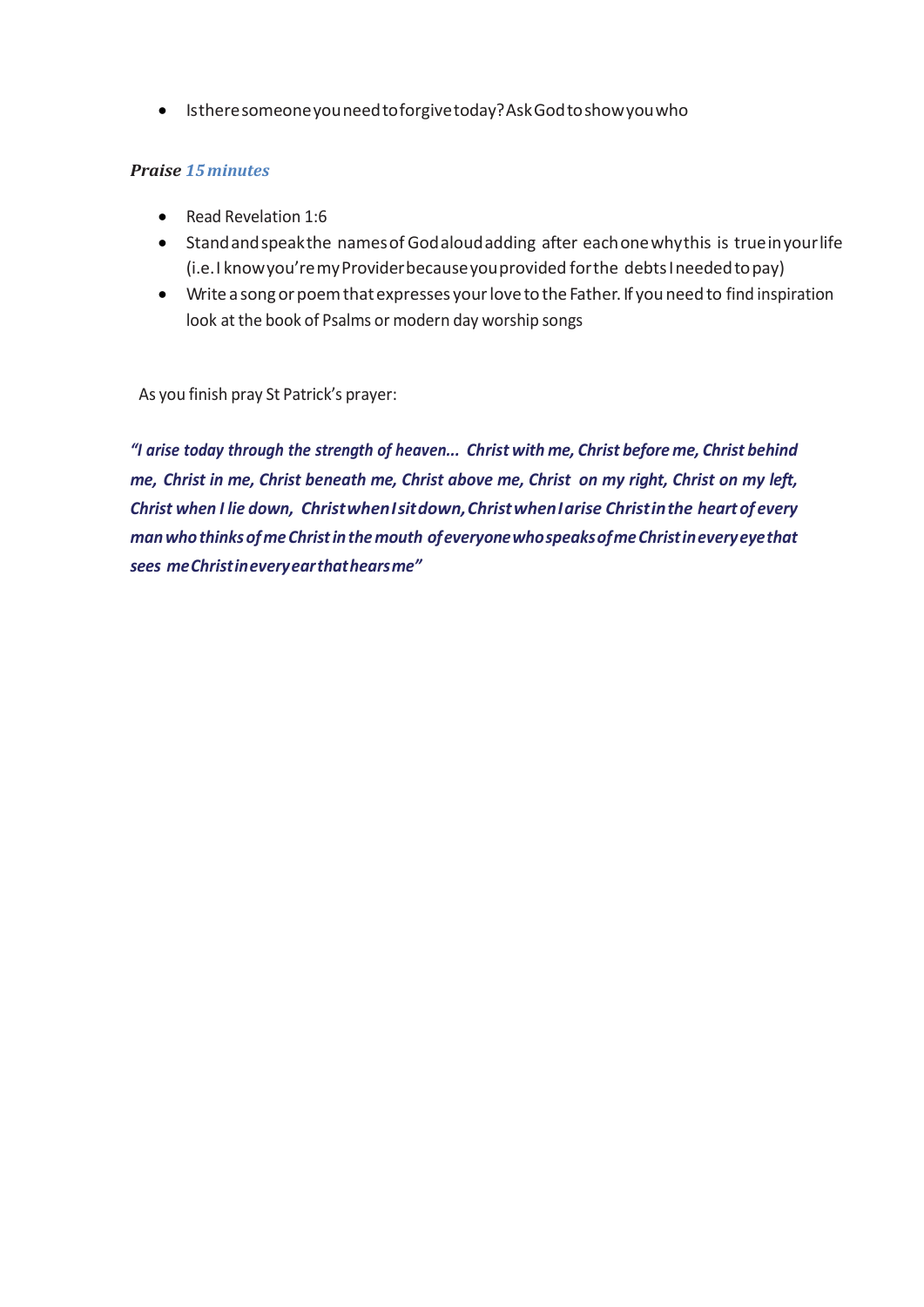- Is there someone you need to forgive today? Ask God to show you who

***Praise 15 minutes***

- Read Revelation 1:6
- Stand and speak the names of God aloud adding after each one why this is true in your life (i.e. I know you're my Provider because you provided for the debts I needed to pay)
- Write a song or poem that expresses your love to the Father. If you need to find inspiration look at the book of Psalms or modern day worship songs

As you finish pray St Patrick's prayer:

***"I arise today through the strength of heaven... Christ with me, Christ before me, Christ behind me, Christ in me, Christ beneath me, Christ above me, Christ on my right, Christ on my left, Christ when I lie down, Christ when I sit down, Christ when I arise Christ in the heart of every man who thinks of me Christ in the mouth of everyone who speaks of me Christ in every eye that sees me Christ in every ear that hears me"***